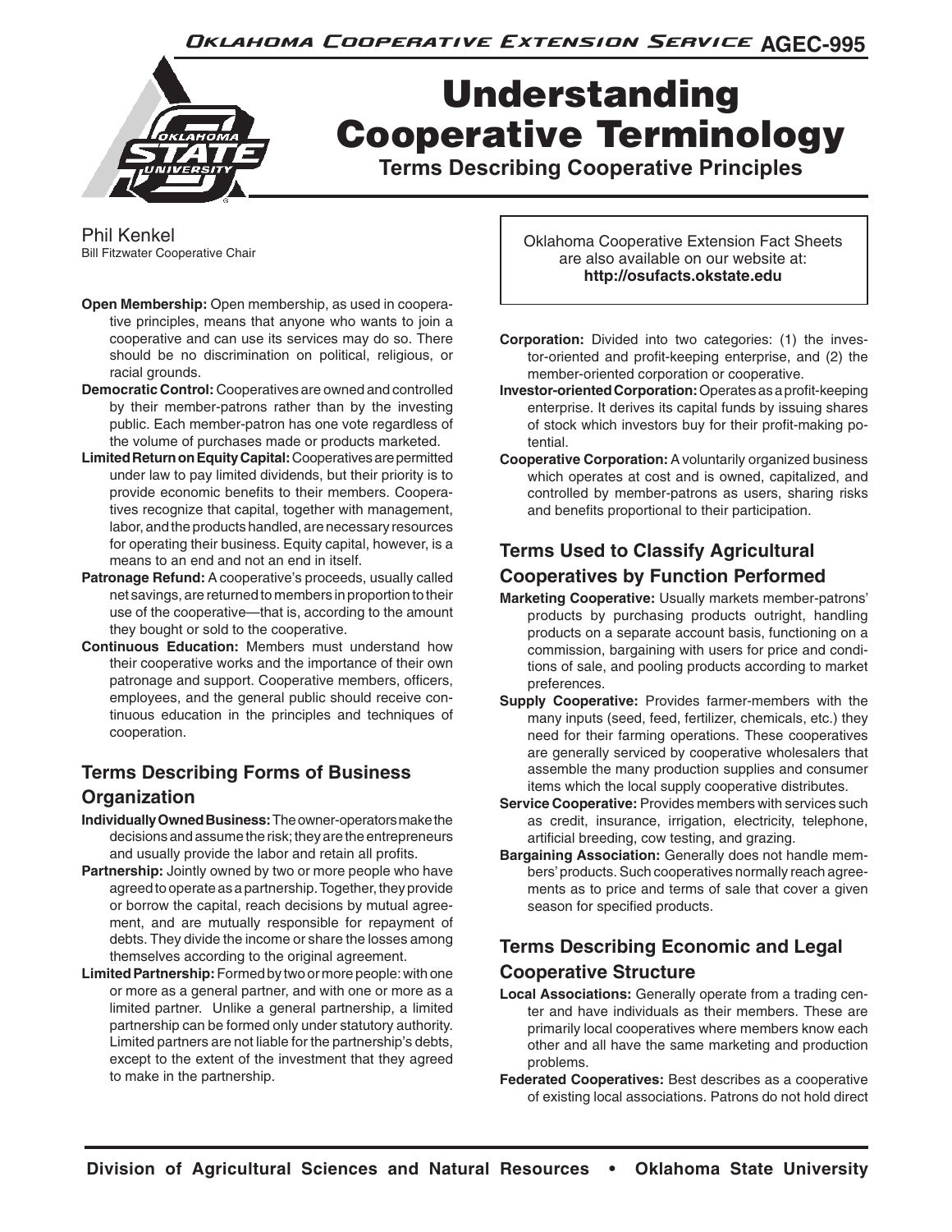# Understanding Cooperative Terminology

## Terms Describing Cooperative Principles

Phil Kenkel
Bill Fitzwater Cooperative Chair

Oklahoma Cooperative Extension Fact Sheets are also available on our website at: **http://osufacts.okstate.edu**

**Open Membership:** Open membership, as used in cooperative principles, means that anyone who wants to join a cooperative and can use its services may do so. There should be no discrimination on political, religious, or racial grounds.

**Democratic Control:** Cooperatives are owned and controlled by their member-patrons rather than by the investing public. Each member-patron has one vote regardless of the volume of purchases made or products marketed.

**Limited Return on Equity Capital:** Cooperatives are permitted under law to pay limited dividends, but their priority is to provide economic benefits to their members. Cooperatives recognize that capital, together with management, labor, and the products handled, are necessary resources for operating their business. Equity capital, however, is a means to an end and not an end in itself.

**Patronage Refund:** A cooperative's proceeds, usually called net savings, are returned to members in proportion to their use of the cooperative—that is, according to the amount they bought or sold to the cooperative.

**Continuous Education:** Members must understand how their cooperative works and the importance of their own patronage and support. Cooperative members, officers, employees, and the general public should receive continuous education in the principles and techniques of cooperation.

## Terms Describing Forms of Business Organization

**Individually Owned Business:** The owner-operators make the decisions and assume the risk; they are the entrepreneurs and usually provide the labor and retain all profits.

**Partnership:** Jointly owned by two or more people who have agreed to operate as a partnership. Together, they provide or borrow the capital, reach decisions by mutual agreement, and are mutually responsible for repayment of debts. They divide the income or share the losses among themselves according to the original agreement.

**Limited Partnership:** Formed by two or more people: with one or more as a general partner, and with one or more as a limited partner. Unlike a general partnership, a limited partnership can be formed only under statutory authority. Limited partners are not liable for the partnership's debts, except to the extent of the investment that they agreed to make in the partnership.

**Corporation:** Divided into two categories: (1) the investor-oriented and profit-keeping enterprise, and (2) the member-oriented corporation or cooperative.

**Investor-oriented Corporation:** Operates as a profit-keeping enterprise. It derives its capital funds by issuing shares of stock which investors buy for their profit-making potential.

**Cooperative Corporation:** A voluntarily organized business which operates at cost and is owned, capitalized, and controlled by member-patrons as users, sharing risks and benefits proportional to their participation.

## Terms Used to Classify Agricultural Cooperatives by Function Performed

**Marketing Cooperative:** Usually markets member-patrons' products by purchasing products outright, handling products on a separate account basis, functioning on a commission, bargaining with users for price and conditions of sale, and pooling products according to market preferences.

**Supply Cooperative:** Provides farmer-members with the many inputs (seed, feed, fertilizer, chemicals, etc.) they need for their farming operations. These cooperatives are generally serviced by cooperative wholesalers that assemble the many production supplies and consumer items which the local supply cooperative distributes.

**Service Cooperative:** Provides members with services such as credit, insurance, irrigation, electricity, telephone, artificial breeding, cow testing, and grazing.

**Bargaining Association:** Generally does not handle members' products. Such cooperatives normally reach agreements as to price and terms of sale that cover a given season for specified products.

## Terms Describing Economic and Legal Cooperative Structure

**Local Associations:** Generally operate from a trading center and have individuals as their members. These are primarily local cooperatives where members know each other and all have the same marketing and production problems.

**Federated Cooperatives:** Best describes as a cooperative of existing local associations. Patrons do not hold direct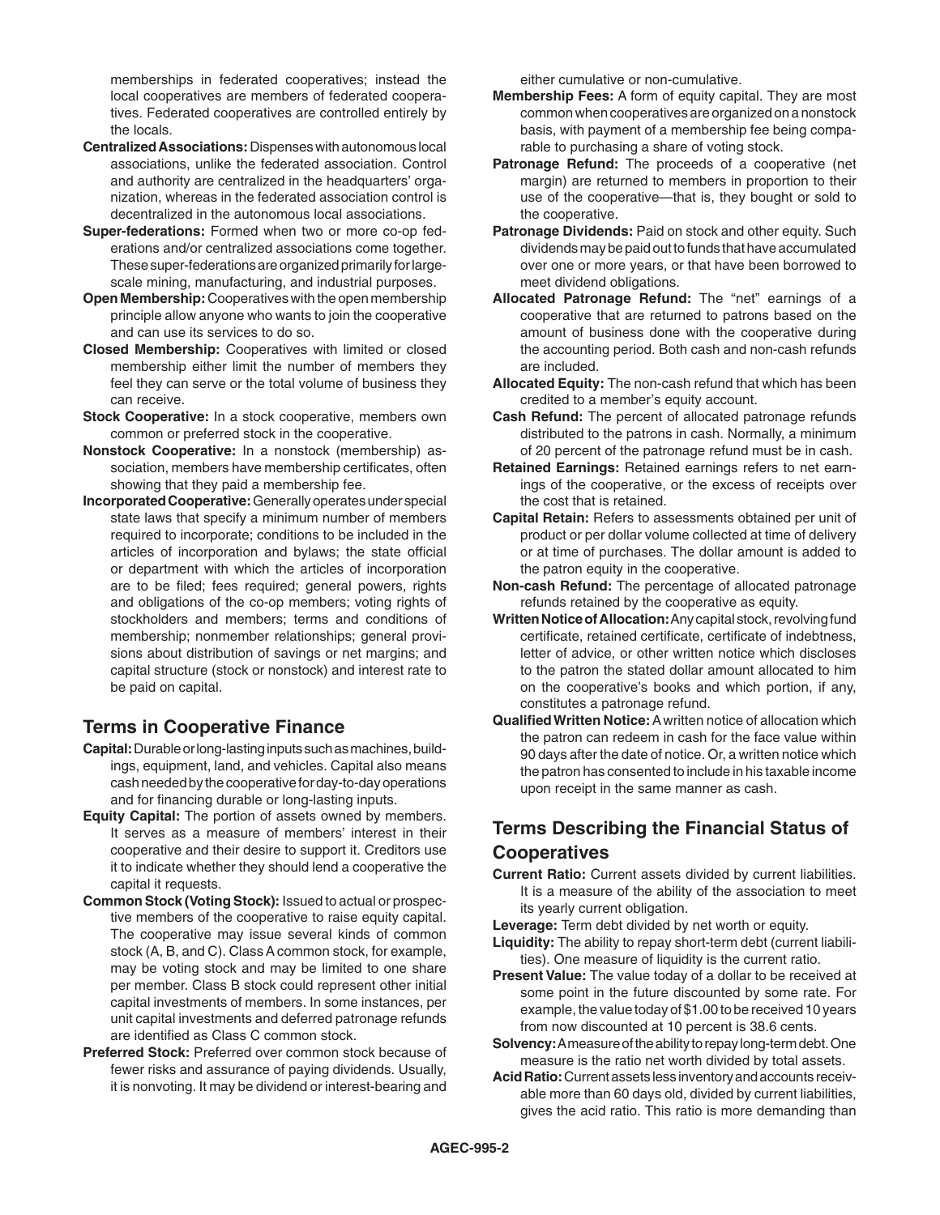memberships in federated cooperatives; instead the local cooperatives are members of federated cooperatives. Federated cooperatives are controlled entirely by the locals.

**Centralized Associations:** Dispenses with autonomous local associations, unlike the federated association. Control and authority are centralized in the headquarters' organization, whereas in the federated association control is decentralized in the autonomous local associations.

**Super-federations:** Formed when two or more co-op federations and/or centralized associations come together. These super-federations are organized primarily for large-scale mining, manufacturing, and industrial purposes.

**Open Membership:** Cooperatives with the open membership principle allow anyone who wants to join the cooperative and can use its services to do so.

**Closed Membership:** Cooperatives with limited or closed membership either limit the number of members they feel they can serve or the total volume of business they can receive.

**Stock Cooperative:** In a stock cooperative, members own common or preferred stock in the cooperative.

**Nonstock Cooperative:** In a nonstock (membership) association, members have membership certificates, often showing that they paid a membership fee.

**Incorporated Cooperative:** Generally operates under special state laws that specify a minimum number of members required to incorporate; conditions to be included in the articles of incorporation and bylaws; the state official or department with which the articles of incorporation are to be filed; fees required; general powers, rights and obligations of the co-op members; voting rights of stockholders and members; terms and conditions of membership; nonmember relationships; general provisions about distribution of savings or net margins; and capital structure (stock or nonstock) and interest rate to be paid on capital.

## Terms in Cooperative Finance

**Capital:** Durable or long-lasting inputs such as machines, buildings, equipment, land, and vehicles. Capital also means cash needed by the cooperative for day-to-day operations and for financing durable or long-lasting inputs.

**Equity Capital:** The portion of assets owned by members. It serves as a measure of members' interest in their cooperative and their desire to support it. Creditors use it to indicate whether they should lend a cooperative the capital it requests.

**Common Stock (Voting Stock):** Issued to actual or prospective members of the cooperative to raise equity capital. The cooperative may issue several kinds of common stock (A, B, and C). Class A common stock, for example, may be voting stock and may be limited to one share per member. Class B stock could represent other initial capital investments of members. In some instances, per unit capital investments and deferred patronage refunds are identified as Class C common stock.

**Preferred Stock:** Preferred over common stock because of fewer risks and assurance of paying dividends. Usually, it is nonvoting. It may be dividend or interest-bearing and either cumulative or non-cumulative.

**Membership Fees:** A form of equity capital. They are most common when cooperatives are organized on a nonstock basis, with payment of a membership fee being comparable to purchasing a share of voting stock.

**Patronage Refund:** The proceeds of a cooperative (net margin) are returned to members in proportion to their use of the cooperative—that is, they bought or sold to the cooperative.

**Patronage Dividends:** Paid on stock and other equity. Such dividends may be paid out to funds that have accumulated over one or more years, or that have been borrowed to meet dividend obligations.

**Allocated Patronage Refund:** The "net" earnings of a cooperative that are returned to patrons based on the amount of business done with the cooperative during the accounting period. Both cash and non-cash refunds are included.

**Allocated Equity:** The non-cash refund that which has been credited to a member's equity account.

**Cash Refund:** The percent of allocated patronage refunds distributed to the patrons in cash. Normally, a minimum of 20 percent of the patronage refund must be in cash.

**Retained Earnings:** Retained earnings refers to net earnings of the cooperative, or the excess of receipts over the cost that is retained.

**Capital Retain:** Refers to assessments obtained per unit of product or per dollar volume collected at time of delivery or at time of purchases. The dollar amount is added to the patron equity in the cooperative.

**Non-cash Refund:** The percentage of allocated patronage refunds retained by the cooperative as equity.

**Written Notice of Allocation:** Any capital stock, revolving fund certificate, retained certificate, certificate of indebtness, letter of advice, or other written notice which discloses to the patron the stated dollar amount allocated to him on the cooperative's books and which portion, if any, constitutes a patronage refund.

**Qualified Written Notice:** A written notice of allocation which the patron can redeem in cash for the face value within 90 days after the date of notice. Or, a written notice which the patron has consented to include in his taxable income upon receipt in the same manner as cash.

## Terms Describing the Financial Status of Cooperatives

**Current Ratio:** Current assets divided by current liabilities. It is a measure of the ability of the association to meet its yearly current obligation.

**Leverage:** Term debt divided by net worth or equity.

**Liquidity:** The ability to repay short-term debt (current liabilities). One measure of liquidity is the current ratio.

**Present Value:** The value today of a dollar to be received at some point in the future discounted by some rate. For example, the value today of $1.00 to be received 10 years from now discounted at 10 percent is 38.6 cents.

**Solvency:** A measure of the ability to repay long-term debt. One measure is the ratio net worth divided by total assets.

**Acid Ratio:** Current assets less inventory and accounts receivable more than 60 days old, divided by current liabilities, gives the acid ratio. This ratio is more demanding than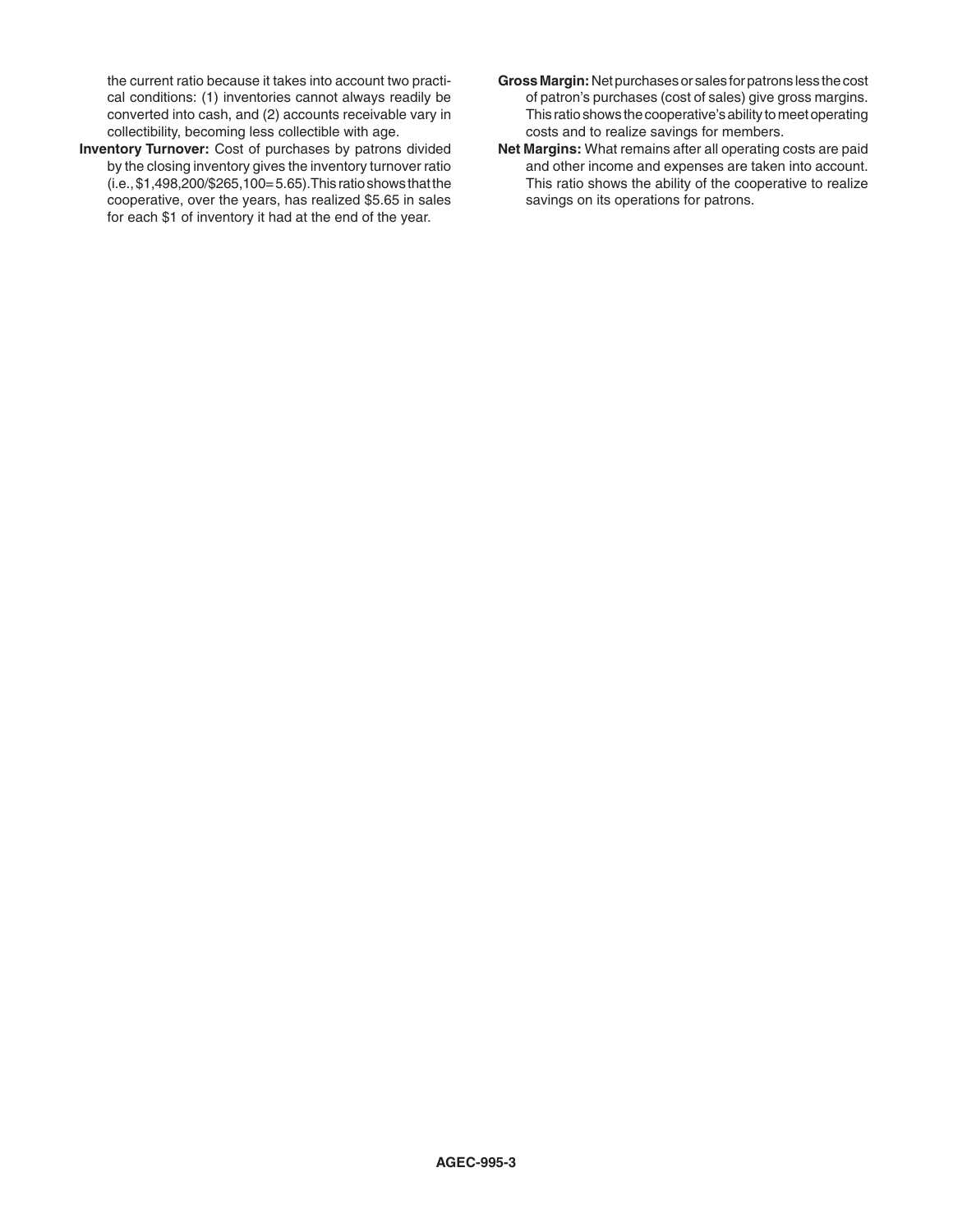the current ratio because it takes into account two practical conditions: (1) inventories cannot always readily be converted into cash, and (2) accounts receivable vary in collectibility, becoming less collectible with age.

**Inventory Turnover:** Cost of purchases by patrons divided by the closing inventory gives the inventory turnover ratio (i.e., $1,498,200/$265,100= 5.65). This ratio shows that the cooperative, over the years, has realized $5.65 in sales for each $1 of inventory it had at the end of the year.

**Gross Margin:** Net purchases or sales for patrons less the cost of patron's purchases (cost of sales) give gross margins. This ratio shows the cooperative's ability to meet operating costs and to realize savings for members.

**Net Margins:** What remains after all operating costs are paid and other income and expenses are taken into account. This ratio shows the ability of the cooperative to realize savings on its operations for patrons.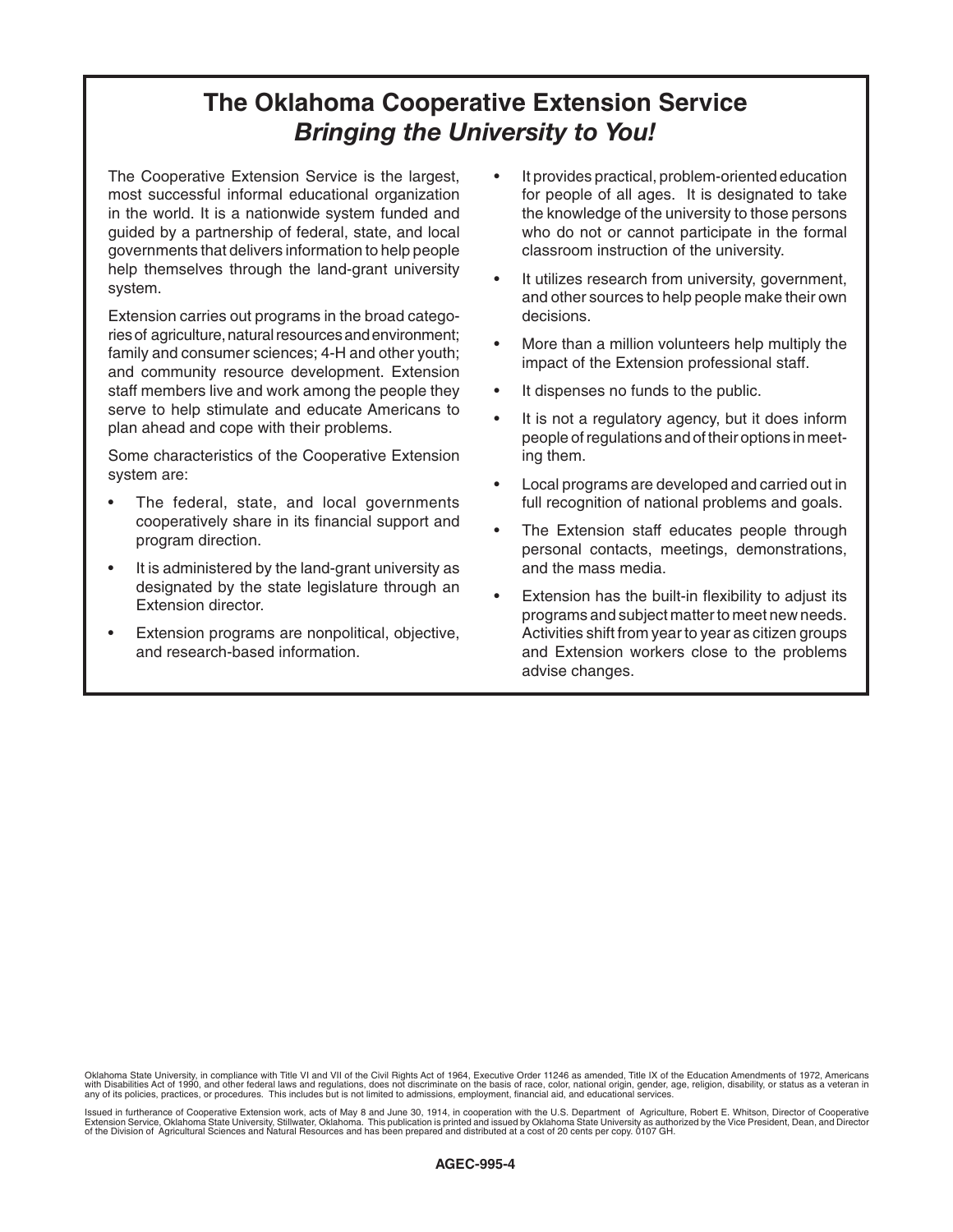# The Oklahoma Cooperative Extension Service
## *Bringing the University to You!*

The Cooperative Extension Service is the largest, most successful informal educational organization in the world. It is a nationwide system funded and guided by a partnership of federal, state, and local governments that delivers information to help people help themselves through the land-grant university system.

Extension carries out programs in the broad categories of agriculture, natural resources and environment; family and consumer sciences; 4-H and other youth; and community resource development. Extension staff members live and work among the people they serve to help stimulate and educate Americans to plan ahead and cope with their problems.

Some characteristics of the Cooperative Extension system are:

- The federal, state, and local governments cooperatively share in its financial support and program direction.
- It is administered by the land-grant university as designated by the state legislature through an Extension director.
- Extension programs are nonpolitical, objective, and research-based information.
- It provides practical, problem-oriented education for people of all ages. It is designated to take the knowledge of the university to those persons who do not or cannot participate in the formal classroom instruction of the university.
- It utilizes research from university, government, and other sources to help people make their own decisions.
- More than a million volunteers help multiply the impact of the Extension professional staff.
- It dispenses no funds to the public.
- It is not a regulatory agency, but it does inform people of regulations and of their options in meeting them.
- Local programs are developed and carried out in full recognition of national problems and goals.
- The Extension staff educates people through personal contacts, meetings, demonstrations, and the mass media.
- Extension has the built-in flexibility to adjust its programs and subject matter to meet new needs. Activities shift from year to year as citizen groups and Extension workers close to the problems advise changes.

Oklahoma State University, in compliance with Title VI and VII of the Civil Rights Act of 1964, Executive Order 11246 as amended, Title IX of the Education Amendments of 1972, Americans with Disabilities Act of 1990, and other federal laws and regulations, does not discriminate on the basis of race, color, national origin, gender, age, religion, disability, or status as a veteran in any of its policies, practices, or procedures. This includes but is not limited to admissions, employment, financial aid, and educational services.

Issued in furtherance of Cooperative Extension work, acts of May 8 and June 30, 1914, in cooperation with the U.S. Department of Agriculture, Robert E. Whitson, Director of Cooperative Extension Service, Oklahoma State University, Stillwater, Oklahoma. This publication is printed and issued by Oklahoma State University as authorized by the Vice President, Dean, and Director of the Division of Agricultural Sciences and Natural Resources and has been prepared and distributed at a cost of 20 cents per copy. 0107 GH.

**AGEC-995-4**